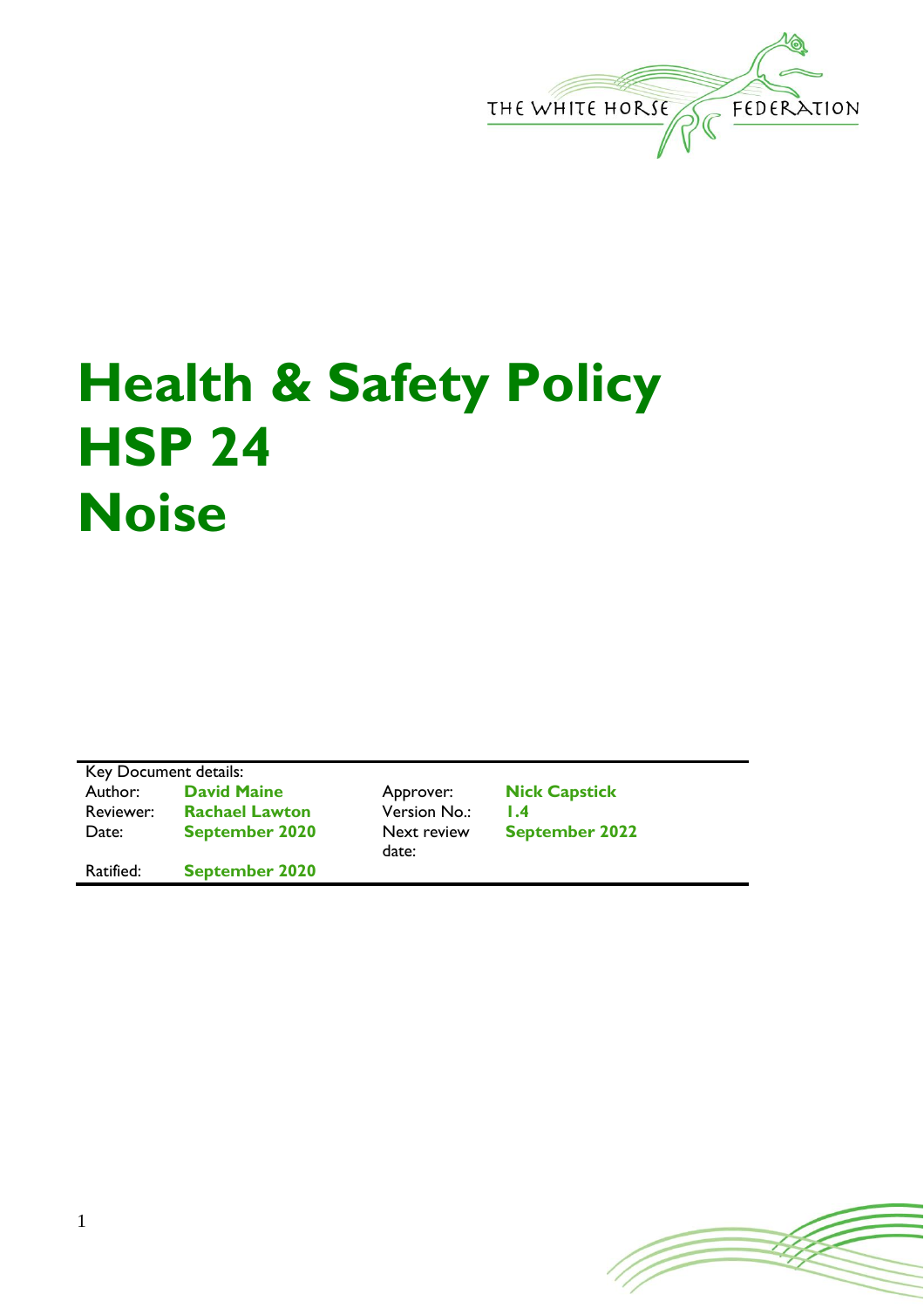THE WHITE HORSE FEDERATION

# Health & Safety Policy HSP 24 Noise

| Key Document details: | | | |
|---|---|---|---|
| Author: | **David Maine** | Approver: | **Nick Capstick** |
| Reviewer: | **Rachael Lawton** | Version No.: | **1.4** |
| Date: | **September 2020** | Next review date: | **September 2022** |
| Ratified: | **September 2020** | | |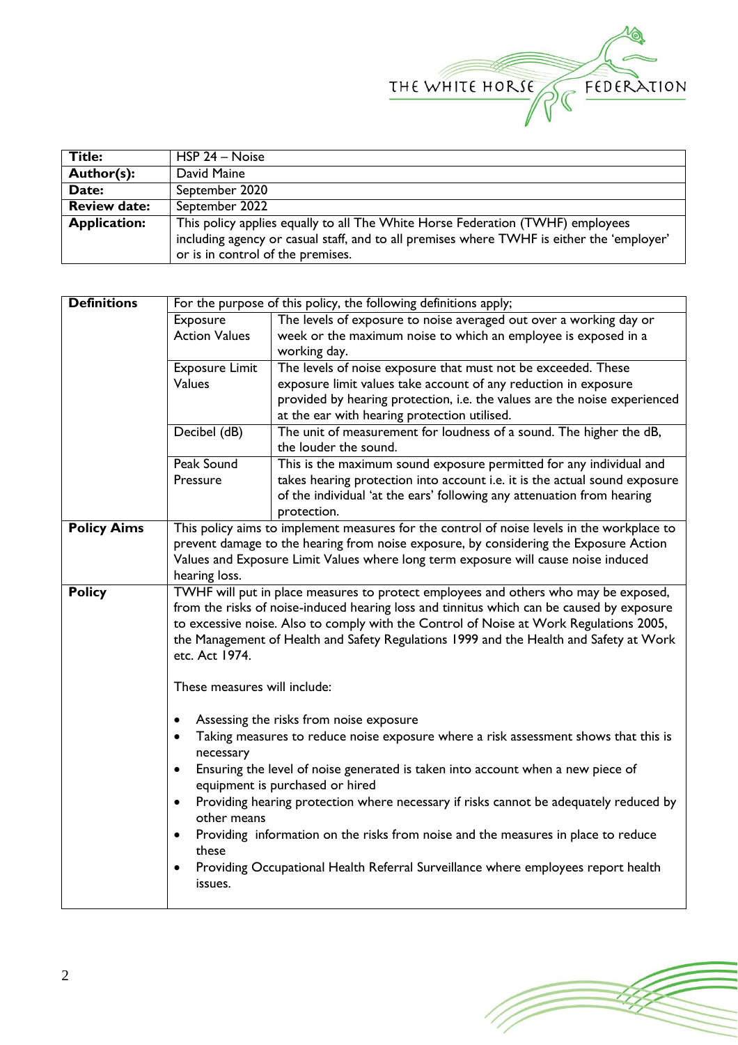| Title: | HSP 24 – Noise |
|---|---|
| Author(s): | David Maine |
| Date: | September 2020 |
| Review date: | September 2022 |
| Application: | This policy applies equally to all The White Horse Federation (TWHF) employees including agency or casual staff, and to all premises where TWHF is either the 'employer' or is in control of the premises. |

| Definitions | For the purpose of this policy, the following definitions apply; | |
|---|---|---|
| | Exposure Action Values | The levels of exposure to noise averaged out over a working day or week or the maximum noise to which an employee is exposed in a working day. |
| | Exposure Limit Values | The levels of noise exposure that must not be exceeded. These exposure limit values take account of any reduction in exposure provided by hearing protection, i.e. the values are the noise experienced at the ear with hearing protection utilised. |
| | Decibel (dB) | The unit of measurement for loudness of a sound. The higher the dB, the louder the sound. |
| | Peak Sound Pressure | This is the maximum sound exposure permitted for any individual and takes hearing protection into account i.e. it is the actual sound exposure of the individual 'at the ears' following any attenuation from hearing protection. |
| Policy Aims | This policy aims to implement measures for the control of noise levels in the workplace to prevent damage to the hearing from noise exposure, by considering the Exposure Action Values and Exposure Limit Values where long term exposure will cause noise induced hearing loss. | |
| Policy | TWHF will put in place measures to protect employees and others who may be exposed, from the risks of noise-induced hearing loss and tinnitus which can be caused by exposure to excessive noise. Also to comply with the Control of Noise at Work Regulations 2005, the Management of Health and Safety Regulations 1999 and the Health and Safety at Work etc. Act 1974.<br><br>These measures will include:<br><br>• Assessing the risks from noise exposure<br>• Taking measures to reduce noise exposure where a risk assessment shows that this is necessary<br>• Ensuring the level of noise generated is taken into account when a new piece of equipment is purchased or hired<br>• Providing hearing protection where necessary if risks cannot be adequately reduced by other means<br>• Providing information on the risks from noise and the measures in place to reduce these<br>• Providing Occupational Health Referral Surveillance where employees report health issues. | |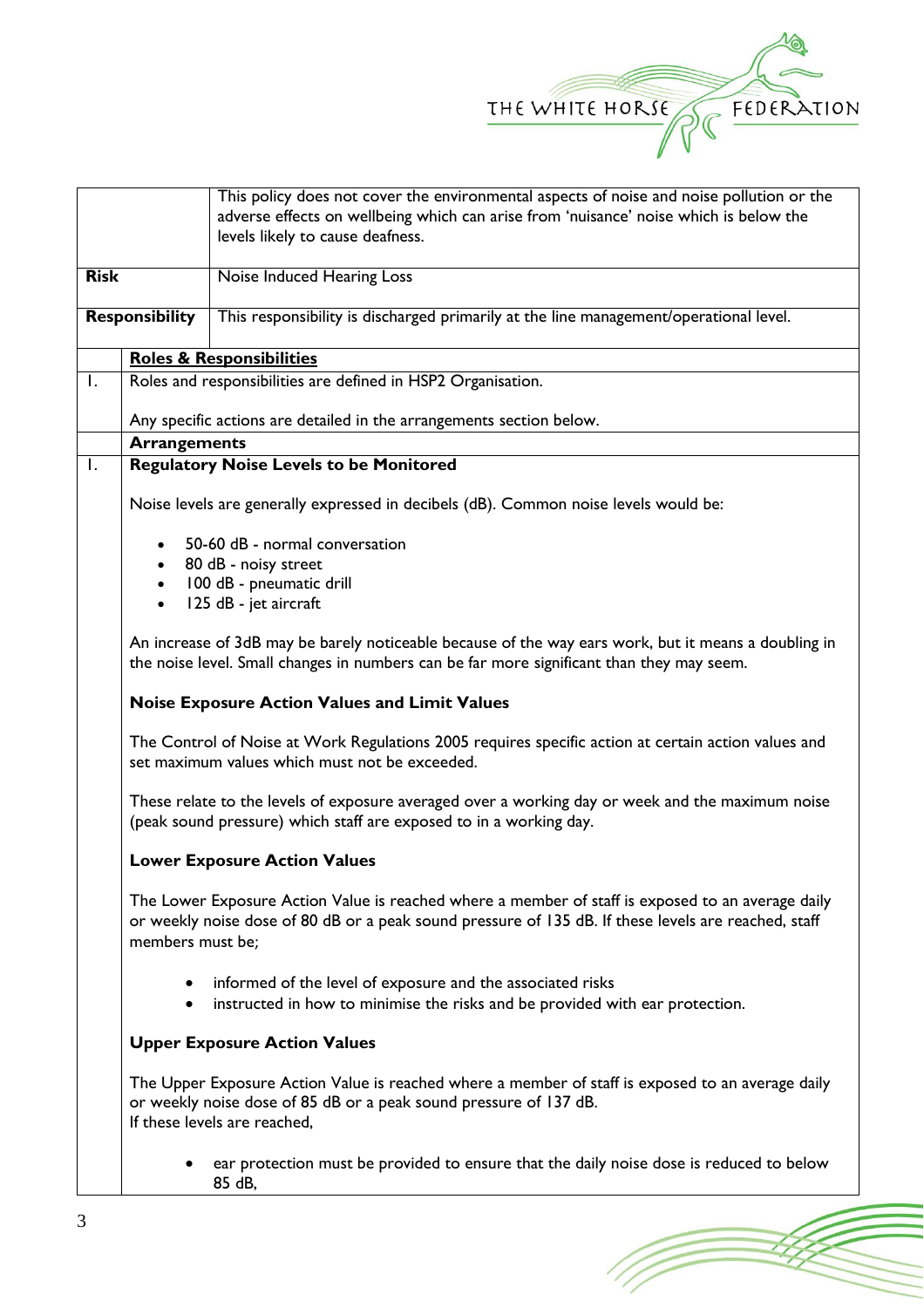| | |
|---|---|
| | This policy does not cover the environmental aspects of noise and noise pollution or the adverse effects on wellbeing which can arise from 'nuisance' noise which is below the levels likely to cause deafness. |
| **Risk** | Noise Induced Hearing Loss |
| **Responsibility** | This responsibility is discharged primarily at the line management/operational level. |

**Roles & Responsibilities**

1. Roles and responsibilities are defined in HSP2 Organisation.

   Any specific actions are detailed in the arrangements section below.

**Arrangements**

1. **Regulatory Noise Levels to be Monitored**

   Noise levels are generally expressed in decibels (dB). Common noise levels would be:

   - 50-60 dB - normal conversation
   - 80 dB - noisy street
   - 100 dB - pneumatic drill
   - 125 dB - jet aircraft

   An increase of 3dB may be barely noticeable because of the way ears work, but it means a doubling in the noise level. Small changes in numbers can be far more significant than they may seem.

   **Noise Exposure Action Values and Limit Values**

   The Control of Noise at Work Regulations 2005 requires specific action at certain action values and set maximum values which must not be exceeded.

   These relate to the levels of exposure averaged over a working day or week and the maximum noise (peak sound pressure) which staff are exposed to in a working day.

   **Lower Exposure Action Values**

   The Lower Exposure Action Value is reached where a member of staff is exposed to an average daily or weekly noise dose of 80 dB or a peak sound pressure of 135 dB. If these levels are reached, staff members must be;

   - informed of the level of exposure and the associated risks
   - instructed in how to minimise the risks and be provided with ear protection.

   **Upper Exposure Action Values**

   The Upper Exposure Action Value is reached where a member of staff is exposed to an average daily or weekly noise dose of 85 dB or a peak sound pressure of 137 dB.
   If these levels are reached,

   - ear protection must be provided to ensure that the daily noise dose is reduced to below 85 dB,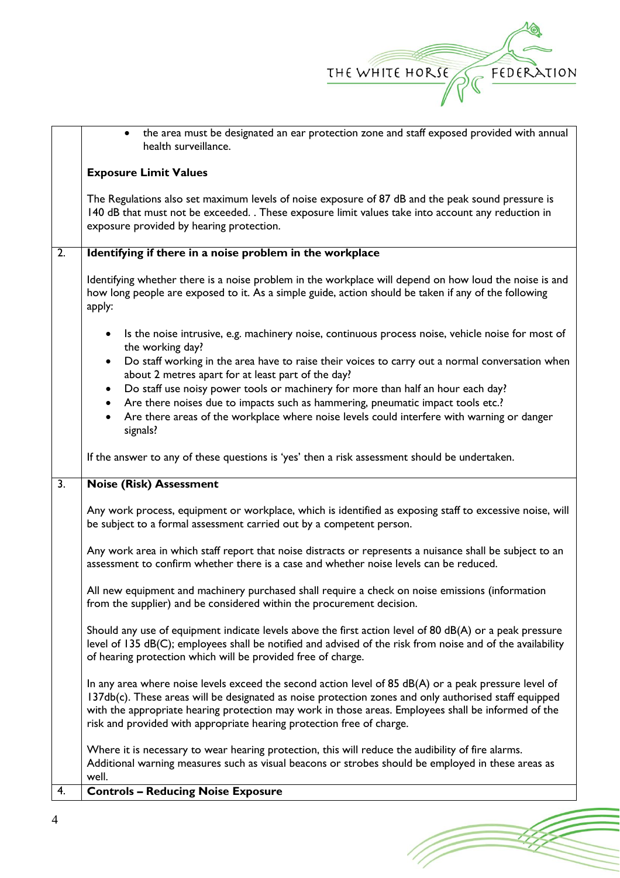| | |
|---|---|
| | • the area must be designated an ear protection zone and staff exposed provided with annual health surveillance.<br><br>**Exposure Limit Values**<br><br>The Regulations also set maximum levels of noise exposure of 87 dB and the peak sound pressure is 140 dB that must not be exceeded. . These exposure limit values take into account any reduction in exposure provided by hearing protection. |
| 2. | **Identifying if there in a noise problem in the workplace**<br><br>Identifying whether there is a noise problem in the workplace will depend on how loud the noise is and how long people are exposed to it. As a simple guide, action should be taken if any of the following apply:<br><br>• Is the noise intrusive, e.g. machinery noise, continuous process noise, vehicle noise for most of the working day?<br>• Do staff working in the area have to raise their voices to carry out a normal conversation when about 2 metres apart for at least part of the day?<br>• Do staff use noisy power tools or machinery for more than half an hour each day?<br>• Are there noises due to impacts such as hammering, pneumatic impact tools etc.?<br>• Are there areas of the workplace where noise levels could interfere with warning or danger signals?<br><br>If the answer to any of these questions is 'yes' then a risk assessment should be undertaken. |
| 3. | **Noise (Risk) Assessment**<br><br>Any work process, equipment or workplace, which is identified as exposing staff to excessive noise, will be subject to a formal assessment carried out by a competent person.<br><br>Any work area in which staff report that noise distracts or represents a nuisance shall be subject to an assessment to confirm whether there is a case and whether noise levels can be reduced.<br><br>All new equipment and machinery purchased shall require a check on noise emissions (information from the supplier) and be considered within the procurement decision.<br><br>Should any use of equipment indicate levels above the first action level of 80 dB(A) or a peak pressure level of 135 dB(C); employees shall be notified and advised of the risk from noise and of the availability of hearing protection which will be provided free of charge.<br><br>In any area where noise levels exceed the second action level of 85 dB(A) or a peak pressure level of 137db(c). These areas will be designated as noise protection zones and only authorised staff equipped with the appropriate hearing protection may work in those areas. Employees shall be informed of the risk and provided with appropriate hearing protection free of charge.<br><br>Where it is necessary to wear hearing protection, this will reduce the audibility of fire alarms. Additional warning measures such as visual beacons or strobes should be employed in these areas as well. |
| 4. | **Controls – Reducing Noise Exposure** |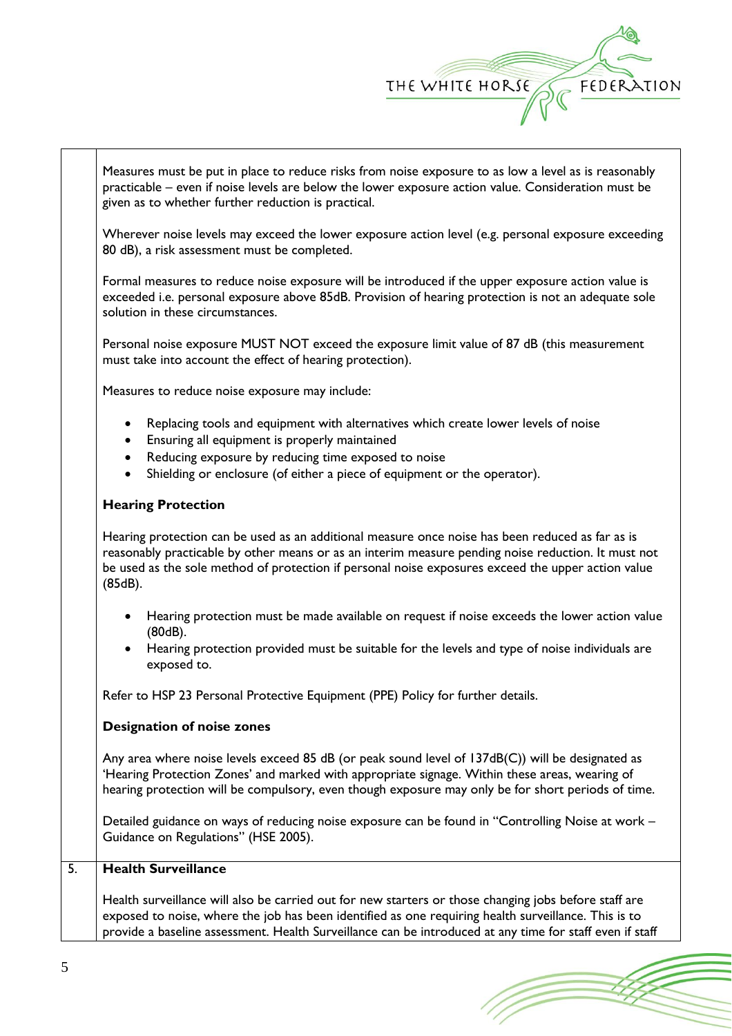Measures must be put in place to reduce risks from noise exposure to as low a level as is reasonably practicable – even if noise levels are below the lower exposure action value. Consideration must be given as to whether further reduction is practical.

Wherever noise levels may exceed the lower exposure action level (e.g. personal exposure exceeding 80 dB), a risk assessment must be completed.

Formal measures to reduce noise exposure will be introduced if the upper exposure action value is exceeded i.e. personal exposure above 85dB. Provision of hearing protection is not an adequate sole solution in these circumstances.

Personal noise exposure MUST NOT exceed the exposure limit value of 87 dB (this measurement must take into account the effect of hearing protection).

Measures to reduce noise exposure may include:

- Replacing tools and equipment with alternatives which create lower levels of noise
- Ensuring all equipment is properly maintained
- Reducing exposure by reducing time exposed to noise
- Shielding or enclosure (of either a piece of equipment or the operator).

**Hearing Protection**

Hearing protection can be used as an additional measure once noise has been reduced as far as is reasonably practicable by other means or as an interim measure pending noise reduction. It must not be used as the sole method of protection if personal noise exposures exceed the upper action value (85dB).

- Hearing protection must be made available on request if noise exceeds the lower action value (80dB).
- Hearing protection provided must be suitable for the levels and type of noise individuals are exposed to.

Refer to HSP 23 Personal Protective Equipment (PPE) Policy for further details.

**Designation of noise zones**

Any area where noise levels exceed 85 dB (or peak sound level of 137dB(C)) will be designated as 'Hearing Protection Zones' and marked with appropriate signage. Within these areas, wearing of hearing protection will be compulsory, even though exposure may only be for short periods of time.

Detailed guidance on ways of reducing noise exposure can be found in "Controlling Noise at work – Guidance on Regulations" (HSE 2005).

## 5. Health Surveillance

Health surveillance will also be carried out for new starters or those changing jobs before staff are exposed to noise, where the job has been identified as one requiring health surveillance. This is to provide a baseline assessment. Health Surveillance can be introduced at any time for staff even if staff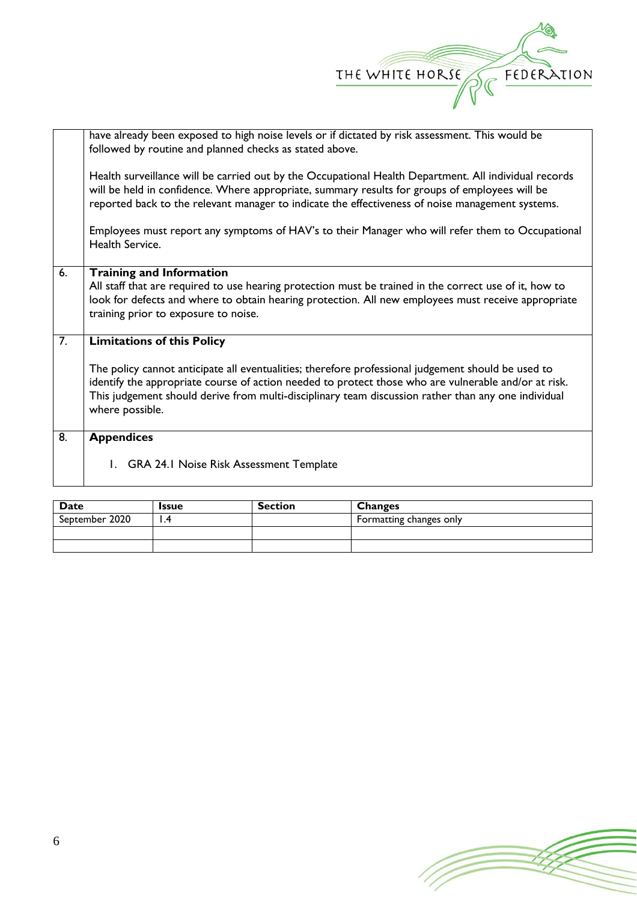have already been exposed to high noise levels or if dictated by risk assessment. This would be followed by routine and planned checks as stated above.

Health surveillance will be carried out by the Occupational Health Department. All individual records will be held in confidence. Where appropriate, summary results for groups of employees will be reported back to the relevant manager to indicate the effectiveness of noise management systems.

Employees must report any symptoms of HAV's to their Manager who will refer them to Occupational Health Service.

## 6. Training and Information

All staff that are required to use hearing protection must be trained in the correct use of it, how to look for defects and where to obtain hearing protection. All new employees must receive appropriate training prior to exposure to noise.

## 7. Limitations of this Policy

The policy cannot anticipate all eventualities; therefore professional judgement should be used to identify the appropriate course of action needed to protect those who are vulnerable and/or at risk. This judgement should derive from multi-disciplinary team discussion rather than any one individual where possible.

## 8. Appendices

1. GRA 24.1 Noise Risk Assessment Template

| Date | Issue | Section | Changes |
|---|---|---|---|
| September 2020 | 1.4 | | Formatting changes only |
| | | | |
| | | | |